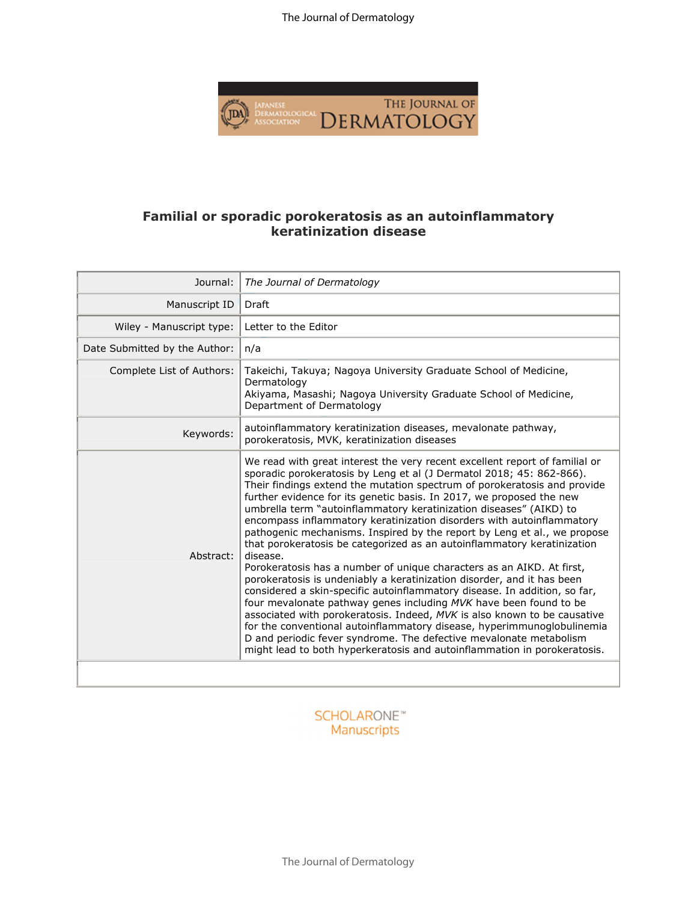# Familial or sporadic porokeratosis as an autoinflammatory keratinization disease

| | |
|---|---|
| Journal: | *The Journal of Dermatology* |
| Manuscript ID | Draft |
| Wiley - Manuscript type: | Letter to the Editor |
| Date Submitted by the Author: | n/a |
| Complete List of Authors: | Takeichi, Takuya; Nagoya University Graduate School of Medicine, Dermatology<br>Akiyama, Masashi; Nagoya University Graduate School of Medicine, Department of Dermatology |
| Keywords: | autoinflammatory keratinization diseases, mevalonate pathway, porokeratosis, MVK, keratinization diseases |
| Abstract: | We read with great interest the very recent excellent report of familial or sporadic porokeratosis by Leng et al (J Dermatol 2018; 45: 862-866). Their findings extend the mutation spectrum of porokeratosis and provide further evidence for its genetic basis. In 2017, we proposed the new umbrella term "autoinflammatory keratinization diseases" (AIKD) to encompass inflammatory keratinization disorders with autoinflammatory pathogenic mechanisms. Inspired by the report by Leng et al., we propose that porokeratosis be categorized as an autoinflammatory keratinization disease.<br>Porokeratosis has a number of unique characters as an AIKD. At first, porokeratosis is undeniably a keratinization disorder, and it has been considered a skin-specific autoinflammatory disease. In addition, so far, four mevalonate pathway genes including *MVK* have been found to be associated with porokeratosis. Indeed, *MVK* is also known to be causative for the conventional autoinflammatory disease, hyperimmunoglobulinemia D and periodic fever syndrome. The defective mevalonate metabolism might lead to both hyperkeratosis and autoinflammation in porokeratosis. |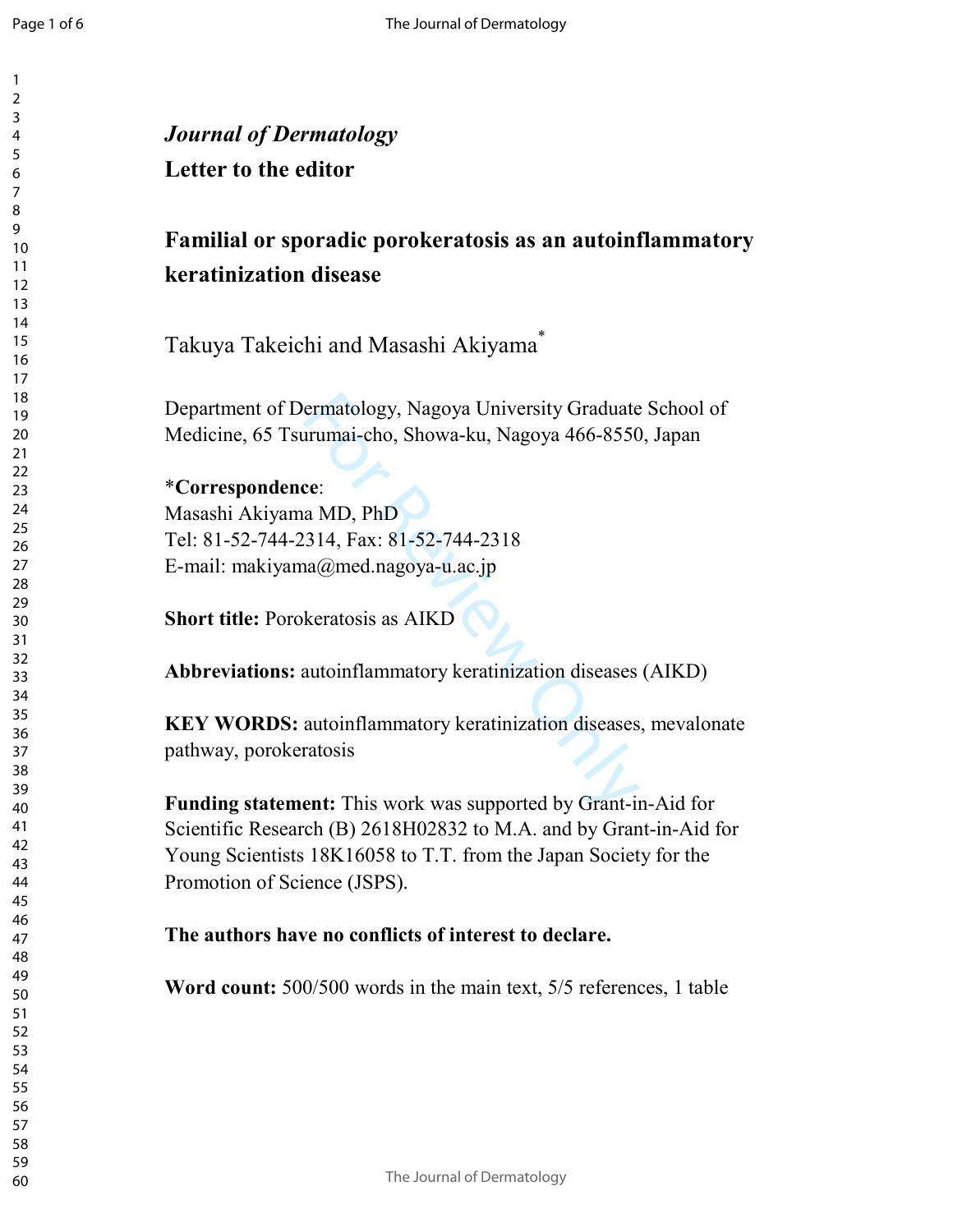*Journal of Dermatology*

**Letter to the editor**

## Familial or sporadic porokeratosis as an autoinflammatory keratinization disease

Takuya Takeichi and Masashi Akiyama*

Department of Dermatology, Nagoya University Graduate School of Medicine, 65 Tsurumai-cho, Showa-ku, Nagoya 466-8550, Japan

***Correspondence**:
Masashi Akiyama MD, PhD
Tel: 81-52-744-2314, Fax: 81-52-744-2318
E-mail: makiyama@med.nagoya-u.ac.jp

**Short title:** Porokeratosis as AIKD

**Abbreviations:** autoinflammatory keratinization diseases (AIKD)

**KEY WORDS:** autoinflammatory keratinization diseases, mevalonate pathway, porokeratosis

**Funding statement:** This work was supported by Grant-in-Aid for Scientific Research (B) 2618H02832 to M.A. and by Grant-in-Aid for Young Scientists 18K16058 to T.T. from the Japan Society for the Promotion of Science (JSPS).

**The authors have no conflicts of interest to declare.**

**Word count:** 500/500 words in the main text, 5/5 references, 1 table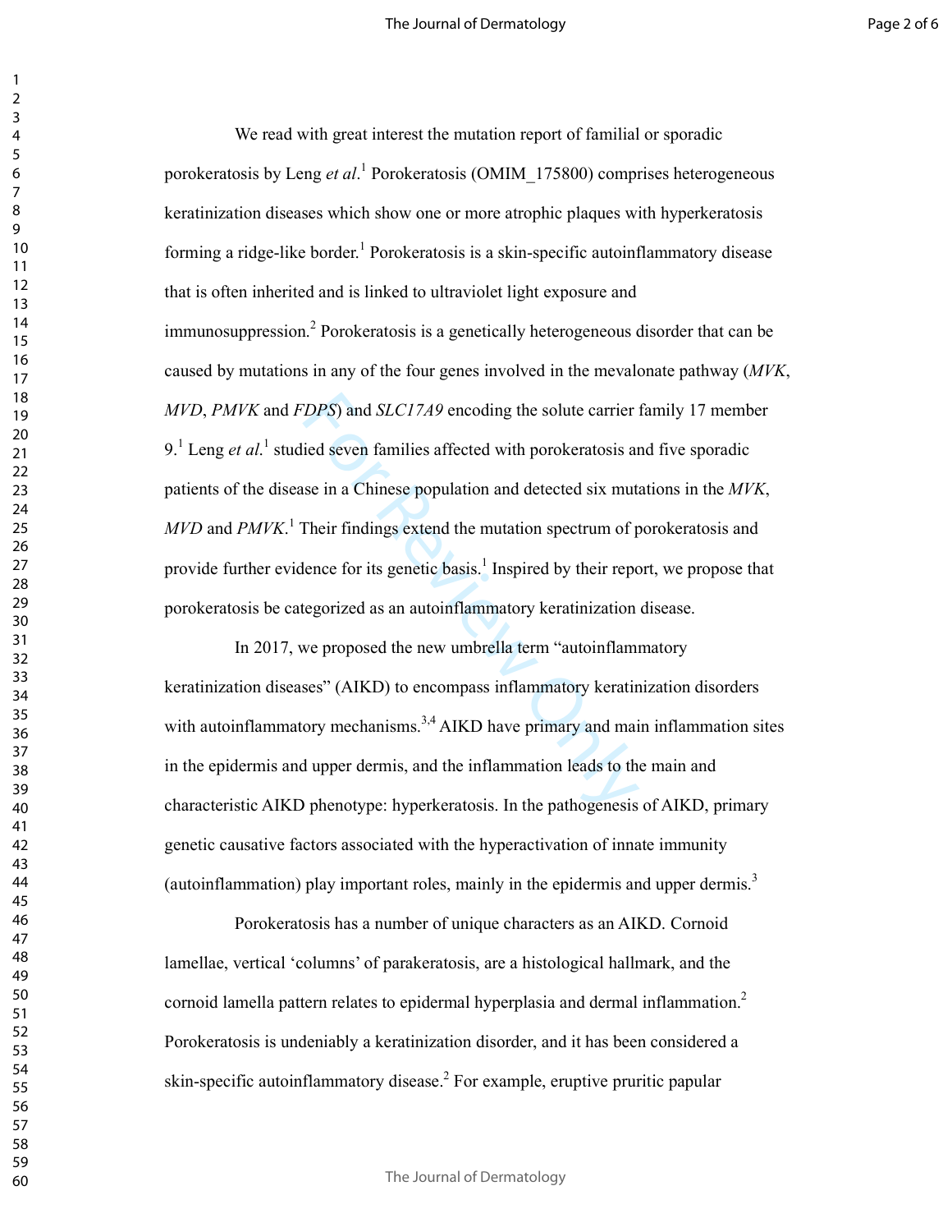We read with great interest the mutation report of familial or sporadic porokeratosis by Leng *et al*.[1] Porokeratosis (OMIM_175800) comprises heterogeneous keratinization diseases which show one or more atrophic plaques with hyperkeratosis forming a ridge-like border.[1] Porokeratosis is a skin-specific autoinflammatory disease that is often inherited and is linked to ultraviolet light exposure and immunosuppression.[2] Porokeratosis is a genetically heterogeneous disorder that can be caused by mutations in any of the four genes involved in the mevalonate pathway (*MVK*, *MVD*, *PMVK* and *FDPS*) and *SLC17A9* encoding the solute carrier family 17 member 9.[1] Leng *et al*.[1] studied seven families affected with porokeratosis and five sporadic patients of the disease in a Chinese population and detected six mutations in the *MVK*, *MVD* and *PMVK*.[1] Their findings extend the mutation spectrum of porokeratosis and provide further evidence for its genetic basis.[1] Inspired by their report, we propose that porokeratosis be categorized as an autoinflammatory keratinization disease.

In 2017, we proposed the new umbrella term "autoinflammatory keratinization diseases" (AIKD) to encompass inflammatory keratinization disorders with autoinflammatory mechanisms.[3,4] AIKD have primary and main inflammation sites in the epidermis and upper dermis, and the inflammation leads to the main and characteristic AIKD phenotype: hyperkeratosis. In the pathogenesis of AIKD, primary genetic causative factors associated with the hyperactivation of innate immunity (autoinflammation) play important roles, mainly in the epidermis and upper dermis.[3]

Porokeratosis has a number of unique characters as an AIKD. Cornoid lamellae, vertical 'columns' of parakeratosis, are a histological hallmark, and the cornoid lamella pattern relates to epidermal hyperplasia and dermal inflammation.[2] Porokeratosis is undeniably a keratinization disorder, and it has been considered a skin-specific autoinflammatory disease.[2] For example, eruptive pruritic papular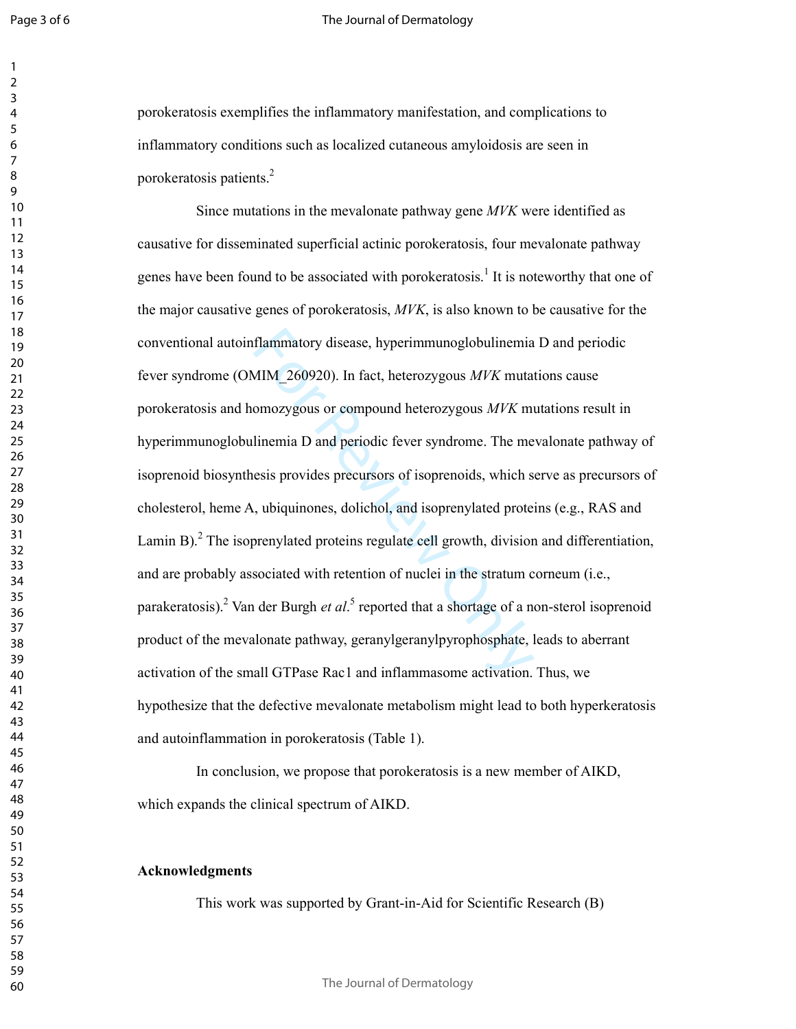porokeratosis exemplifies the inflammatory manifestation, and complications to inflammatory conditions such as localized cutaneous amyloidosis are seen in porokeratosis patients.[2]

Since mutations in the mevalonate pathway gene *MVK* were identified as causative for disseminated superficial actinic porokeratosis, four mevalonate pathway genes have been found to be associated with porokeratosis.[1] It is noteworthy that one of the major causative genes of porokeratosis, *MVK*, is also known to be causative for the conventional autoinflammatory disease, hyperimmunoglobulinemia D and periodic fever syndrome (OMIM_260920). In fact, heterozygous *MVK* mutations cause porokeratosis and homozygous or compound heterozygous *MVK* mutations result in hyperimmunoglobulinemia D and periodic fever syndrome. The mevalonate pathway of isoprenoid biosynthesis provides precursors of isoprenoids, which serve as precursors of cholesterol, heme A, ubiquinones, dolichol, and isoprenylated proteins (e.g., RAS and Lamin B).[2] The isoprenylated proteins regulate cell growth, division and differentiation, and are probably associated with retention of nuclei in the stratum corneum (i.e., parakeratosis).[2] Van der Burgh *et al*.[5] reported that a shortage of a non-sterol isoprenoid product of the mevalonate pathway, geranylgeranylpyrophosphate, leads to aberrant activation of the small GTPase Rac1 and inflammasome activation. Thus, we hypothesize that the defective mevalonate metabolism might lead to both hyperkeratosis and autoinflammation in porokeratosis (Table 1).

In conclusion, we propose that porokeratosis is a new member of AIKD, which expands the clinical spectrum of AIKD.

**Acknowledgments**

This work was supported by Grant-in-Aid for Scientific Research (B)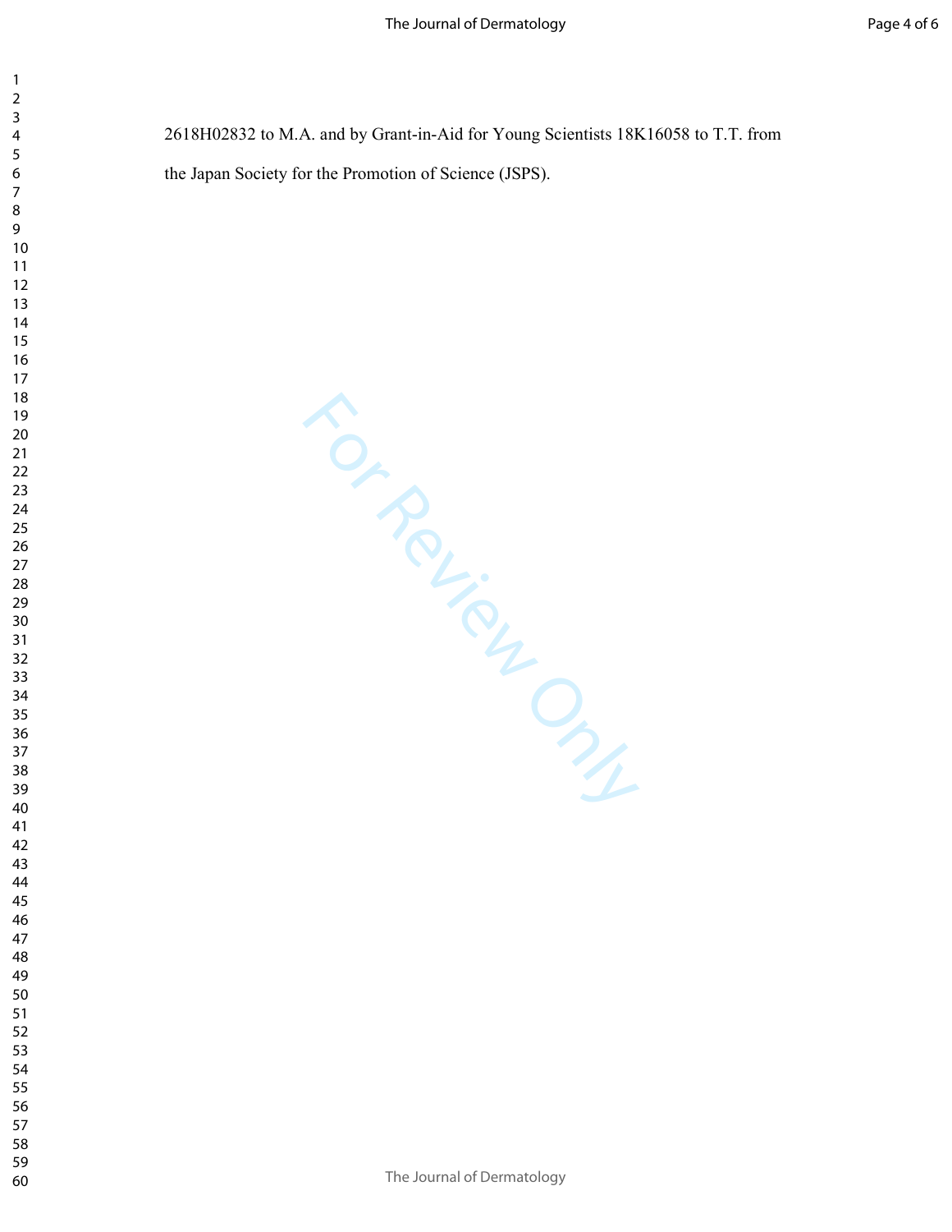2618H02832 to M.A. and by Grant-in-Aid for Young Scientists 18K16058 to T.T. from the Japan Society for the Promotion of Science (JSPS).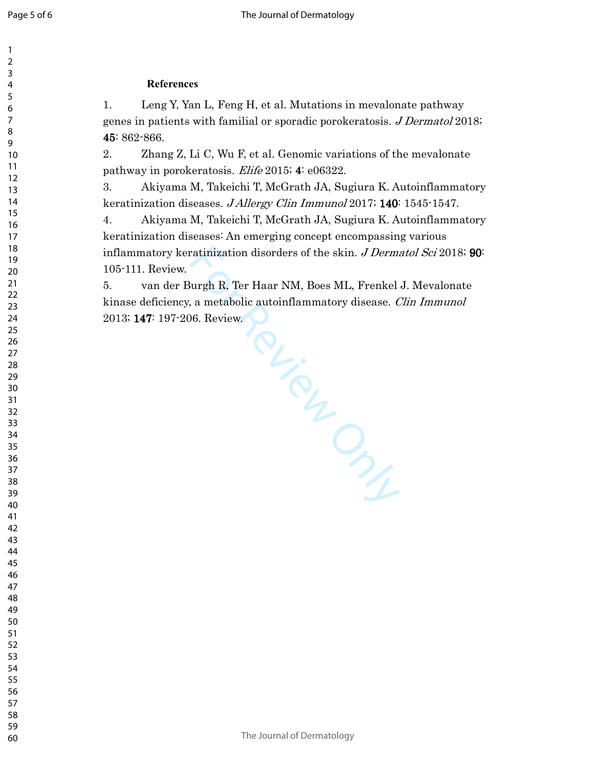**References**

1. Leng Y, Yan L, Feng H, et al. Mutations in mevalonate pathway genes in patients with familial or sporadic porokeratosis. *J Dermatol* 2018; **45**: 862-866.
2. Zhang Z, Li C, Wu F, et al. Genomic variations of the mevalonate pathway in porokeratosis. *Elife* 2015; **4**: e06322.
3. Akiyama M, Takeichi T, McGrath JA, Sugiura K. Autoinflammatory keratinization diseases. *J Allergy Clin Immunol* 2017; **140**: 1545-1547.
4. Akiyama M, Takeichi T, McGrath JA, Sugiura K. Autoinflammatory keratinization diseases: An emerging concept encompassing various inflammatory keratinization disorders of the skin. *J Dermatol Sci* 2018; **90**: 105-111. Review.
5. van der Burgh R, Ter Haar NM, Boes ML, Frenkel J. Mevalonate kinase deficiency, a metabolic autoinflammatory disease. *Clin Immunol* 2013; **147**: 197-206. Review.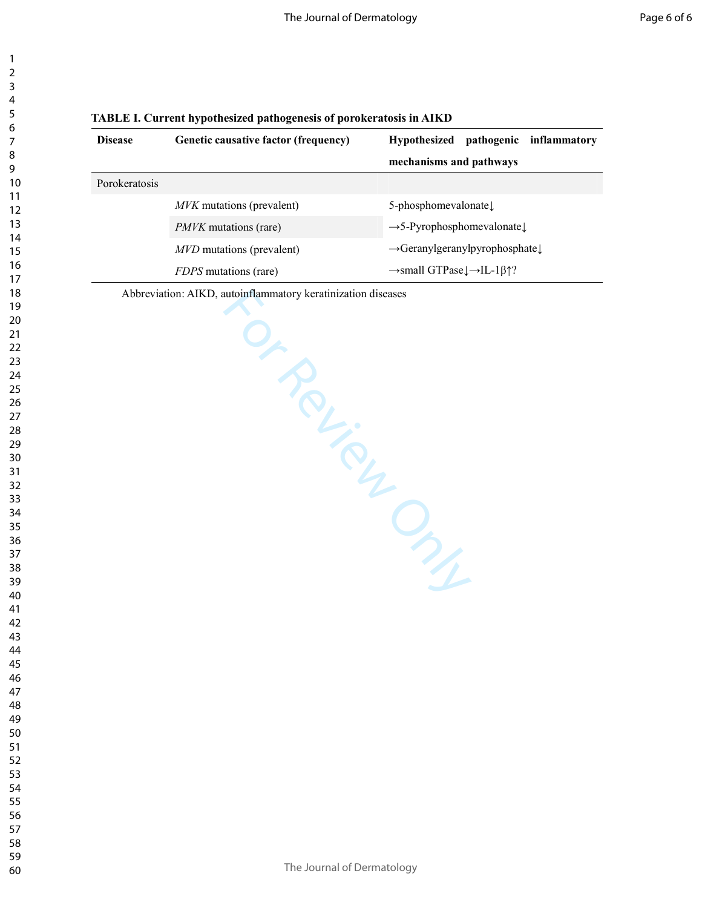**TABLE I. Current hypothesized pathogenesis of porokeratosis in AIKD**

| Disease | Genetic causative factor (frequency) | Hypothesized pathogenic inflammatory mechanisms and pathways |
|---|---|---|
| Porokeratosis | | |
| | *MVK* mutations (prevalent) | 5-phosphomevalonate↓ |
| | *PMVK* mutations (rare) | →5-Pyrophosphomevalonate↓ |
| | *MVD* mutations (prevalent) | →Geranylgeranylpyrophosphate↓ |
| | *FDPS* mutations (rare) | →small GTPase↓→IL-1β↑? |

Abbreviation: AIKD, autoinflammatory keratinization diseases